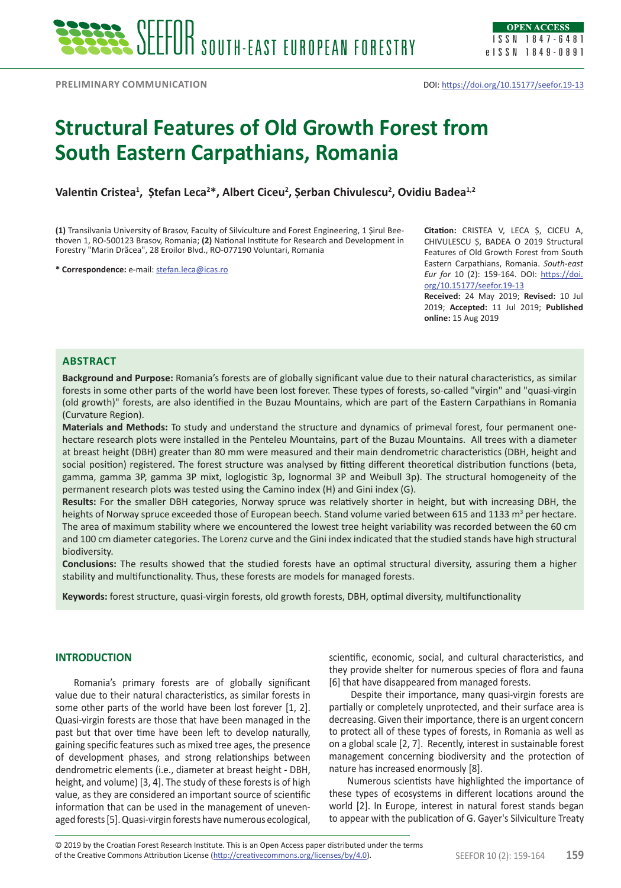PRELIMINARY COMMUNICATION

DOI: https://doi.org/10.15177/seefor.19-13

# Structural Features of Old Growth Forest from South Eastern Carpathians, Romania

**Valentin Cristea[1], Ștefan Leca[2]*, Albert Ciceu[2], Șerban Chivulescu[2], Ovidiu Badea[1,2]**

**(1)** Transilvania University of Brasov, Faculty of Silviculture and Forest Engineering, 1 Șirul Beethoven 1, RO-500123 Brasov, Romania; **(2)** National Institute for Research and Development in Forestry "Marin Drăcea", 28 Eroilor Blvd., RO-077190 Voluntari, Romania

**\* Correspondence:** e-mail: stefan.leca@icas.ro

**Citation:** CRISTEA V, LECA Ș, CICEU A, CHIVULESCU Ș, BADEA O 2019 Structural Features of Old Growth Forest from South Eastern Carpathians, Romania. *South-east Eur for* 10 (2): 159-164. DOI: https://doi.org/10.15177/seefor.19-13

**Received:** 24 May 2019; **Revised:** 10 Jul 2019; **Accepted:** 11 Jul 2019; **Published online:** 15 Aug 2019

## ABSTRACT

**Background and Purpose:** Romania's forests are of globally significant value due to their natural characteristics, as similar forests in some other parts of the world have been lost forever. These types of forests, so-called "virgin" and "quasi-virgin (old growth)" forests, are also identified in the Buzau Mountains, which are part of the Eastern Carpathians in Romania (Curvature Region).

**Materials and Methods:** To study and understand the structure and dynamics of primeval forest, four permanent one-hectare research plots were installed in the Penteleu Mountains, part of the Buzau Mountains. All trees with a diameter at breast height (DBH) greater than 80 mm were measured and their main dendrometric characteristics (DBH, height and social position) registered. The forest structure was analysed by fitting different theoretical distribution functions (beta, gamma, gamma 3P, gamma 3P mixt, loglogistic 3p, lognormal 3P and Weibull 3p). The structural homogeneity of the permanent research plots was tested using the Camino index (H) and Gini index (G).

**Results:** For the smaller DBH categories, Norway spruce was relatively shorter in height, but with increasing DBH, the heights of Norway spruce exceeded those of European beech. Stand volume varied between 615 and 1133 m$^3$ per hectare. The area of maximum stability where we encountered the lowest tree height variability was recorded between the 60 cm and 100 cm diameter categories. The Lorenz curve and the Gini index indicated that the studied stands have high structural biodiversity.

**Conclusions:** The results showed that the studied forests have an optimal structural diversity, assuring them a higher stability and multifunctionality. Thus, these forests are models for managed forests.

**Keywords:** forest structure, quasi-virgin forests, old growth forests, DBH, optimal diversity, multifunctionality

## INTRODUCTION

Romania's primary forests are of globally significant value due to their natural characteristics, as similar forests in some other parts of the world have been lost forever [1, 2]. Quasi-virgin forests are those that have been managed in the past but that over time have been left to develop naturally, gaining specific features such as mixed tree ages, the presence of development phases, and strong relationships between dendrometric elements (i.e., diameter at breast height - DBH, height, and volume) [3, 4]. The study of these forests is of high value, as they are considered an important source of scientific information that can be used in the management of uneven-aged forests [5]. Quasi-virgin forests have numerous ecological, scientific, economic, social, and cultural characteristics, and they provide shelter for numerous species of flora and fauna [6] that have disappeared from managed forests.

Despite their importance, many quasi-virgin forests are partially or completely unprotected, and their surface area is decreasing. Given their importance, there is an urgent concern to protect all of these types of forests, in Romania as well as on a global scale [2, 7]. Recently, interest in sustainable forest management concerning biodiversity and the protection of nature has increased enormously [8].

Numerous scientists have highlighted the importance of these types of ecosystems in different locations around the world [2]. In Europe, interest in natural forest stands began to appear with the publication of G. Gayer's Silviculture Treaty

© 2019 by the Croatian Forest Research Institute. This is an Open Access paper distributed under the terms of the Creative Commons Attribution License (http://creativecommons.org/licenses/by/4.0).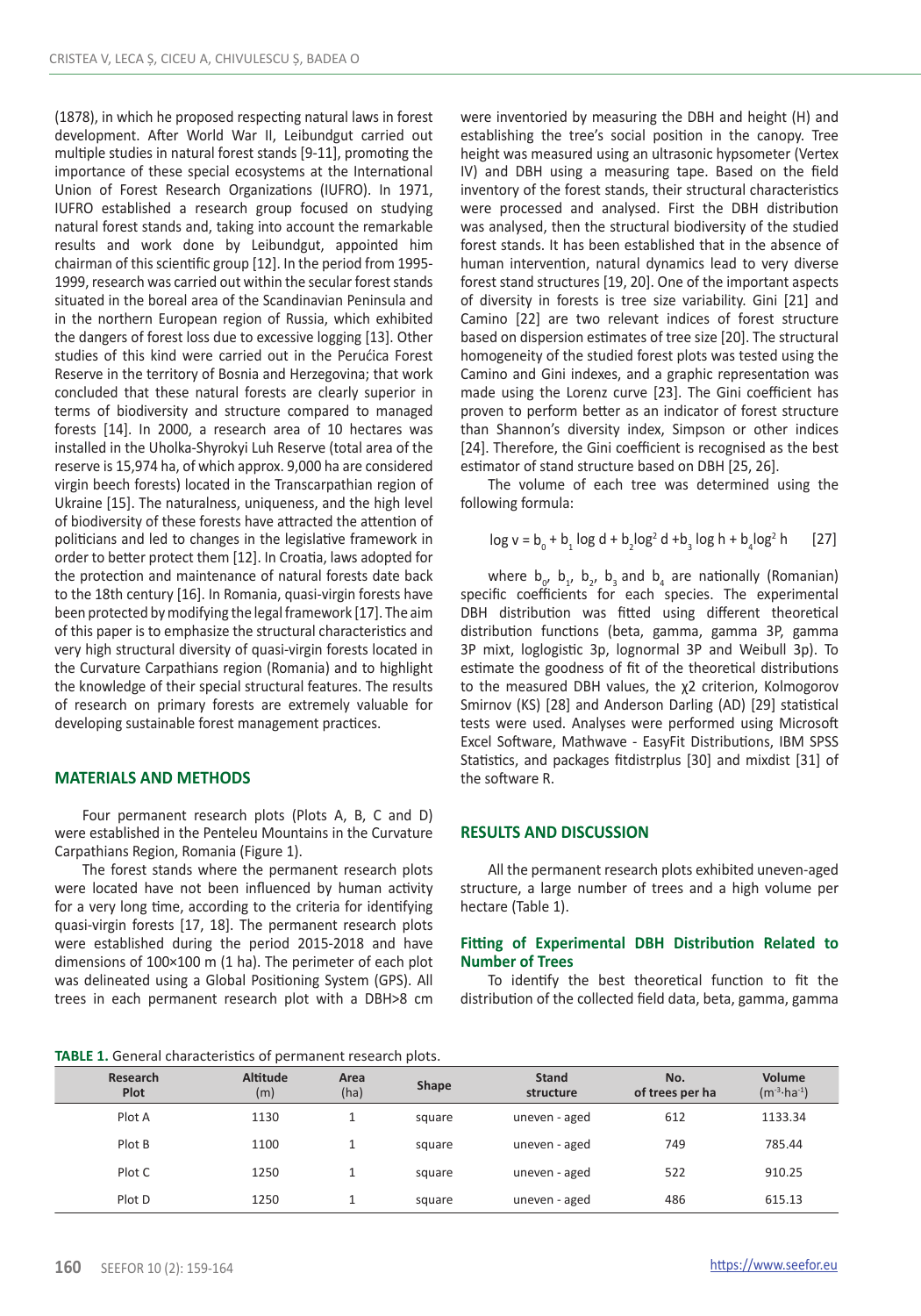(1878), in which he proposed respecting natural laws in forest development. After World War II, Leibundgut carried out multiple studies in natural forest stands [9-11], promoting the importance of these special ecosystems at the International Union of Forest Research Organizations (IUFRO). In 1971, IUFRO established a research group focused on studying natural forest stands and, taking into account the remarkable results and work done by Leibundgut, appointed him chairman of this scientific group [12]. In the period from 1995-1999, research was carried out within the secular forest stands situated in the boreal area of the Scandinavian Peninsula and in the northern European region of Russia, which exhibited the dangers of forest loss due to excessive logging [13]. Other studies of this kind were carried out in the Perućica Forest Reserve in the territory of Bosnia and Herzegovina; that work concluded that these natural forests are clearly superior in terms of biodiversity and structure compared to managed forests [14]. In 2000, a research area of 10 hectares was installed in the Uholka-Shyrokyi Luh Reserve (total area of the reserve is 15,974 ha, of which approx. 9,000 ha are considered virgin beech forests) located in the Transcarpathian region of Ukraine [15]. The naturalness, uniqueness, and the high level of biodiversity of these forests have attracted the attention of politicians and led to changes in the legislative framework in order to better protect them [12]. In Croatia, laws adopted for the protection and maintenance of natural forests date back to the 18th century [16]. In Romania, quasi-virgin forests have been protected by modifying the legal framework [17]. The aim of this paper is to emphasize the structural characteristics and very high structural diversity of quasi-virgin forests located in the Curvature Carpathians region (Romania) and to highlight the knowledge of their special structural features. The results of research on primary forests are extremely valuable for developing sustainable forest management practices.

## MATERIALS AND METHODS

Four permanent research plots (Plots A, B, C and D) were established in the Penteleu Mountains in the Curvature Carpathians Region, Romania (Figure 1).

The forest stands where the permanent research plots were located have not been influenced by human activity for a very long time, according to the criteria for identifying quasi-virgin forests [17, 18]. The permanent research plots were established during the period 2015-2018 and have dimensions of 100×100 m (1 ha). The perimeter of each plot was delineated using a Global Positioning System (GPS). All trees in each permanent research plot with a DBH>8 cm were inventoried by measuring the DBH and height (H) and establishing the tree's social position in the canopy. Tree height was measured using an ultrasonic hypsometer (Vertex IV) and DBH using a measuring tape. Based on the field inventory of the forest stands, their structural characteristics were processed and analysed. First the DBH distribution was analysed, then the structural biodiversity of the studied forest stands. It has been established that in the absence of human intervention, natural dynamics lead to very diverse forest stand structures [19, 20]. One of the important aspects of diversity in forests is tree size variability. Gini [21] and Camino [22] are two relevant indices of forest structure based on dispersion estimates of tree size [20]. The structural homogeneity of the studied forest plots was tested using the Camino and Gini indexes, and a graphic representation was made using the Lorenz curve [23]. The Gini coefficient has proven to perform better as an indicator of forest structure than Shannon's diversity index, Simpson or other indices [24]. Therefore, the Gini coefficient is recognised as the best estimator of stand structure based on DBH [25, 26].

The volume of each tree was determined using the following formula:

$$\log v = b_0 + b_1 \log d + b_2 \log^2 d + b_3 \log h + b_4 \log^2 h \qquad [27]$$

where $b_0$, $b_1$, $b_2$, $b_3$ and $b_4$ are nationally (Romanian) specific coefficients for each species. The experimental DBH distribution was fitted using different theoretical distribution functions (beta, gamma, gamma 3P, gamma 3P mixt, loglogistic 3p, lognormal 3P and Weibull 3p). To estimate the goodness of fit of the theoretical distributions to the measured DBH values, the $\chi 2$ criterion, Kolmogorov Smirnov (KS) [28] and Anderson Darling (AD) [29] statistical tests were used. Analyses were performed using Microsoft Excel Software, Mathwave - EasyFit Distributions, IBM SPSS Statistics, and packages fitdistrplus [30] and mixdist [31] of the software R.

## RESULTS AND DISCUSSION

All the permanent research plots exhibited uneven-aged structure, a large number of trees and a high volume per hectare (Table 1).

### Fitting of Experimental DBH Distribution Related to Number of Trees

To identify the best theoretical function to fit the distribution of the collected field data, beta, gamma, gamma

**TABLE 1.** General characteristics of permanent research plots.

| Research Plot | Altitude (m) | Area (ha) | Shape | Stand structure | No. of trees per ha | Volume ($m^{-3} \cdot ha^{-1}$) |
|---|---|---|---|---|---|---|
| Plot A | 1130 | 1 | square | uneven - aged | 612 | 1133.34 |
| Plot B | 1100 | 1 | square | uneven - aged | 749 | 785.44 |
| Plot C | 1250 | 1 | square | uneven - aged | 522 | 910.25 |
| Plot D | 1250 | 1 | square | uneven - aged | 486 | 615.13 |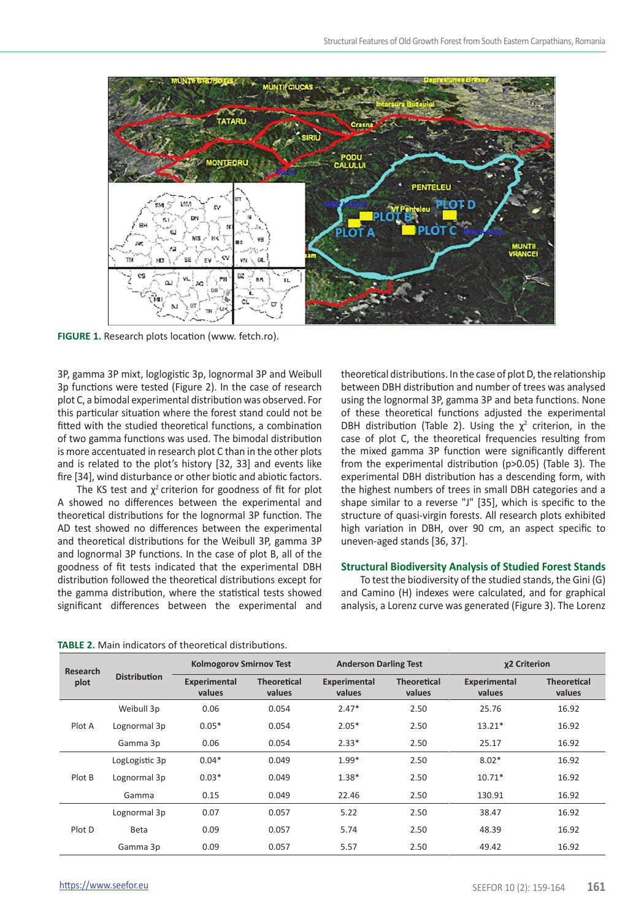FIGURE 1. Research plots location (www. fetch.ro).

3P, gamma 3P mixt, loglogistic 3p, lognormal 3P and Weibull 3p functions were tested (Figure 2). In the case of research plot C, a bimodal experimental distribution was observed. For this particular situation where the forest stand could not be fitted with the studied theoretical functions, a combination of two gamma functions was used. The bimodal distribution is more accentuated in research plot C than in the other plots and is related to the plot's history [32, 33] and events like fire [34], wind disturbance or other biotic and abiotic factors.

The KS test and $\chi^2$ criterion for goodness of fit for plot A showed no differences between the experimental and theoretical distributions for the lognormal 3P function. The AD test showed no differences between the experimental and theoretical distributions for the Weibull 3P, gamma 3P and lognormal 3P functions. In the case of plot B, all of the goodness of fit tests indicated that the experimental DBH distribution followed the theoretical distributions except for the gamma distribution, where the statistical tests showed significant differences between the experimental and theoretical distributions. In the case of plot D, the relationship between DBH distribution and number of trees was analysed using the lognormal 3P, gamma 3P and beta functions. None of these theoretical functions adjusted the experimental DBH distribution (Table 2). Using the $\chi^2$ criterion, in the case of plot C, the theoretical frequencies resulting from the mixed gamma 3P function were significantly different from the experimental distribution ($p>0.05$) (Table 3). The experimental DBH distribution has a descending form, with the highest numbers of trees in small DBH categories and a shape similar to a reverse "J" [35], which is specific to the structure of quasi-virgin forests. All research plots exhibited high variation in DBH, over 90 cm, an aspect specific to uneven-aged stands [36, 37].

## Structural Biodiversity Analysis of Studied Forest Stands

To test the biodiversity of the studied stands, the Gini (G) and Camino (H) indexes were calculated, and for graphical analysis, a Lorenz curve was generated (Figure 3). The Lorenz

**TABLE 2.** Main indicators of theoretical distributions.

| Research plot | Distribution | Kolmogorov Smirnov Test | | Anderson Darling Test | | χ2 Criterion | |
|---|---|---|---|---|---|---|---|
| | | Experimental values | Theoretical values | Experimental values | Theoretical values | Experimental values | Theoretical values |
| Plot A | Weibull 3p | 0.06 | 0.054 | 2.47* | 2.50 | 25.76 | 16.92 |
| | Lognormal 3p | 0.05* | 0.054 | 2.05* | 2.50 | 13.21* | 16.92 |
| | Gamma 3p | 0.06 | 0.054 | 2.33* | 2.50 | 25.17 | 16.92 |
| Plot B | LogLogistic 3p | 0.04* | 0.049 | 1.99* | 2.50 | 8.02* | 16.92 |
| | Lognormal 3p | 0.03* | 0.049 | 1.38* | 2.50 | 10.71* | 16.92 |
| | Gamma | 0.15 | 0.049 | 22.46 | 2.50 | 130.91 | 16.92 |
| Plot D | Lognormal 3p | 0.07 | 0.057 | 5.22 | 2.50 | 38.47 | 16.92 |
| | Beta | 0.09 | 0.057 | 5.74 | 2.50 | 48.39 | 16.92 |
| | Gamma 3p | 0.09 | 0.057 | 5.57 | 2.50 | 49.42 | 16.92 |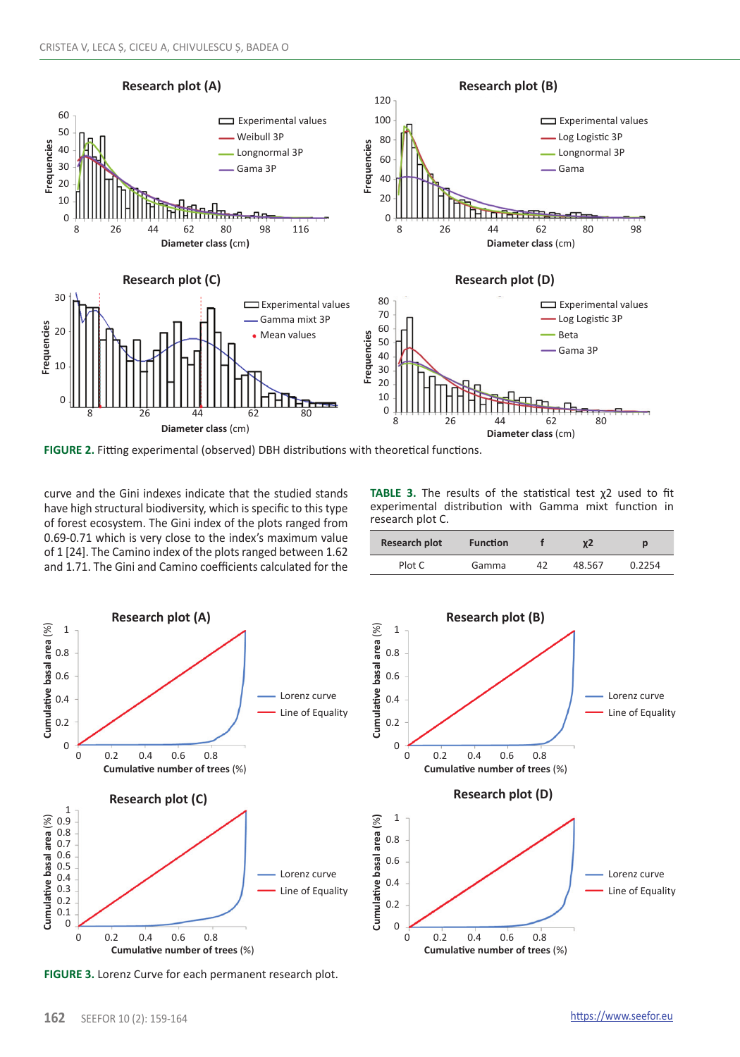**FIGURE 2.** Fitting experimental (observed) DBH distributions with theoretical functions.

curve and the Gini indexes indicate that the studied stands have high structural biodiversity, which is specific to this type of forest ecosystem. The Gini index of the plots ranged from 0.69-0.71 which is very close to the index's maximum value of 1 [24]. The Camino index of the plots ranged between 1.62 and 1.71. The Gini and Camino coefficients calculated for the

**TABLE 3.** The results of the statistical test χ2 used to fit experimental distribution with Gamma mixt function in research plot C.

| Research plot | Function | f | χ2 | p |
|---|---|---|---|---|
| Plot C | Gamma | 42 | 48.567 | 0.2254 |

**FIGURE 3.** Lorenz Curve for each permanent research plot.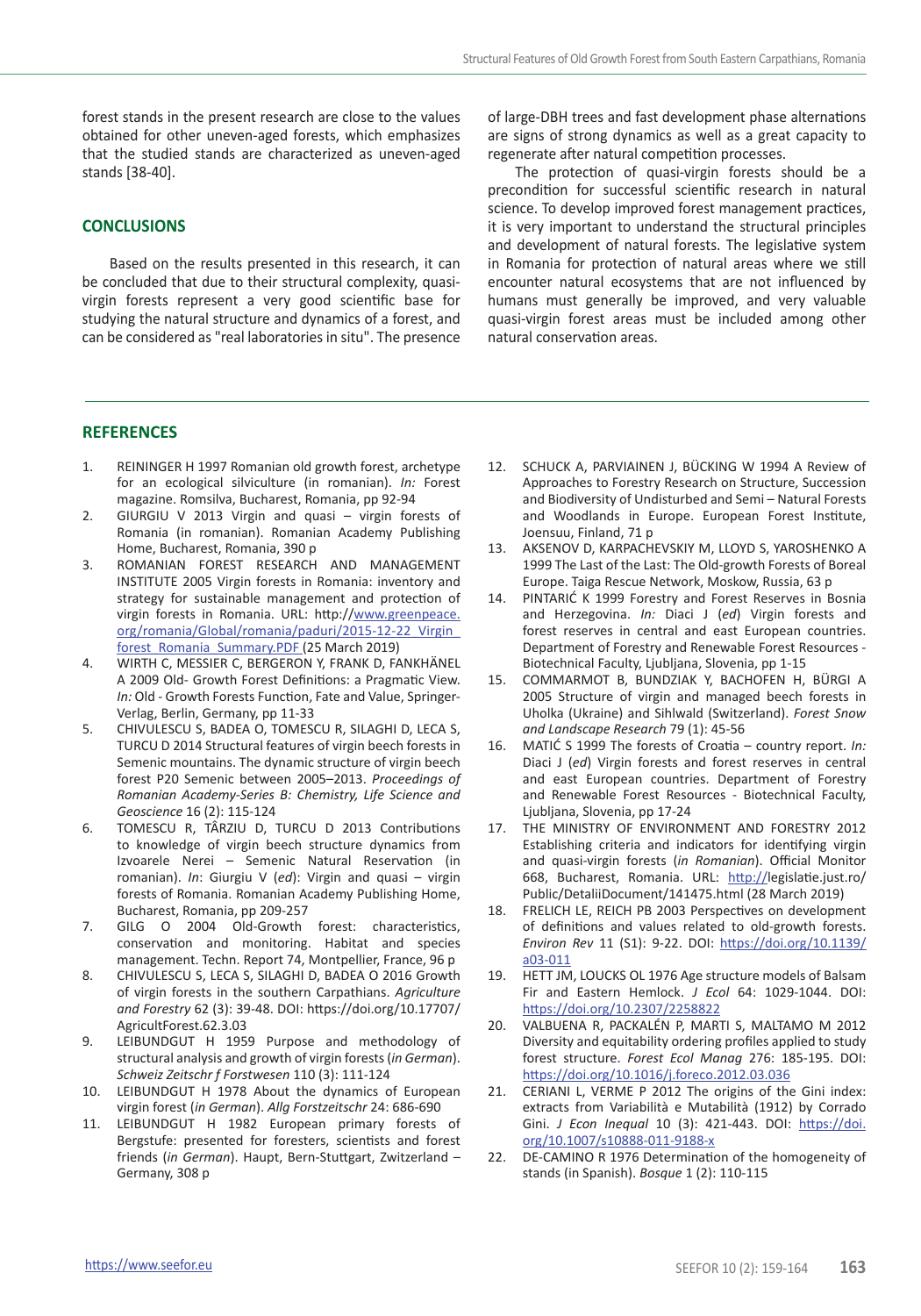forest stands in the present research are close to the values obtained for other uneven-aged forests, which emphasizes that the studied stands are characterized as uneven-aged stands [38-40].

## CONCLUSIONS

Based on the results presented in this research, it can be concluded that due to their structural complexity, quasi-virgin forests represent a very good scientific base for studying the natural structure and dynamics of a forest, and can be considered as "real laboratories in situ". The presence of large-DBH trees and fast development phase alternations are signs of strong dynamics as well as a great capacity to regenerate after natural competition processes.

The protection of quasi-virgin forests should be a precondition for successful scientific research in natural science. To develop improved forest management practices, it is very important to understand the structural principles and development of natural forests. The legislative system in Romania for protection of natural areas where we still encounter natural ecosystems that are not influenced by humans must generally be improved, and very valuable quasi-virgin forest areas must be included among other natural conservation areas.

## REFERENCES

1. REININGER H 1997 Romanian old growth forest, archetype for an ecological silviculture (in romanian). *In:* Forest magazine. Romsilva, Bucharest, Romania, pp 92-94
2. GIURGIU V 2013 Virgin and quasi – virgin forests of Romania (in romanian). Romanian Academy Publishing Home, Bucharest, Romania, 390 p
3. ROMANIAN FOREST RESEARCH AND MANAGEMENT INSTITUTE 2005 Virgin forests in Romania: inventory and strategy for sustainable management and protection of virgin forests in Romania. URL: http://www.greenpeace.org/romania/Global/romania/paduri/2015-12-22_Virgin_forest_Romania_Summary.PDF (25 March 2019)
4. WIRTH C, MESSIER C, BERGERON Y, FRANK D, FANKHÄNEL A 2009 Old- Growth Forest Definitions: a Pragmatic View. *In:* Old - Growth Forests Function, Fate and Value, Springer-Verlag, Berlin, Germany, pp 11-33
5. CHIVULESCU S, BADEA O, TOMESCU R, SILAGHI D, LECA S, TURCU D 2014 Structural features of virgin beech forests in Semenic mountains. The dynamic structure of virgin beech forest P20 Semenic between 2005–2013. *Proceedings of Romanian Academy-Series B: Chemistry, Life Science and Geoscience* 16 (2): 115-124
6. TOMESCU R, TÂRZIU D, TURCU D 2013 Contributions to knowledge of virgin beech structure dynamics from Izvoarele Nerei – Semenic Natural Reservation (in romanian). *In*: Giurgiu V (*ed*): Virgin and quasi – virgin forests of Romania. Romanian Academy Publishing Home, Bucharest, Romania, pp 209-257
7. GILG O 2004 Old-Growth forest: characteristics, conservation and monitoring. Habitat and species management. Techn. Report 74, Montpellier, France, 96 p
8. CHIVULESCU S, LECA S, SILAGHI D, BADEA O 2016 Growth of virgin forests in the southern Carpathians. *Agriculture and Forestry* 62 (3): 39-48. DOI: https://doi.org/10.17707/AgricultForest.62.3.03
9. LEIBUNDGUT H 1959 Purpose and methodology of structural analysis and growth of virgin forests (*in German*). *Schweiz Zeitschr f Forstwesen* 110 (3): 111-124
10. LEIBUNDGUT H 1978 About the dynamics of European virgin forest (*in German*). *Allg Forstzeitschr* 24: 686-690
11. LEIBUNDGUT H 1982 European primary forests of Bergstufe: presented for foresters, scientists and forest friends (*in German*). Haupt, Bern-Stuttgart, Zwitzerland – Germany, 308 p
12. SCHUCK A, PARVIAINEN J, BÜCKING W 1994 A Review of Approaches to Forestry Research on Structure, Succession and Biodiversity of Undisturbed and Semi – Natural Forests and Woodlands in Europe. European Forest Institute, Joensuu, Finland, 71 p
13. AKSENOV D, KARPACHEVSKIY M, LLOYD S, YAROSHENKO A 1999 The Last of the Last: The Old-growth Forests of Boreal Europe. Taiga Rescue Network, Moskow, Russia, 63 p
14. PINTARIĆ K 1999 Forestry and Forest Reserves in Bosnia and Herzegovina. *In:* Diaci J (*ed*) Virgin forests and forest reserves in central and east European countries. Department of Forestry and Renewable Forest Resources - Biotechnical Faculty, Ljubljana, Slovenia, pp 1-15
15. COMMARMOT B, BUNDZIAK Y, BACHOFEN H, BÜRGI A 2005 Structure of virgin and managed beech forests in Uholka (Ukraine) and Sihlwald (Switzerland). *Forest Snow and Landscape Research* 79 (1): 45-56
16. MATIĆ S 1999 The forests of Croatia – country report. *In:* Diaci J (*ed*) Virgin forests and forest reserves in central and east European countries. Department of Forestry and Renewable Forest Resources - Biotechnical Faculty, Ljubljana, Slovenia, pp 17-24
17. THE MINISTRY OF ENVIRONMENT AND FORESTRY 2012 Establishing criteria and indicators for identifying virgin and quasi-virgin forests (*in Romanian*). Official Monitor 668, Bucharest, Romania. URL: http://legislatie.just.ro/Public/DetaliiDocument/141475.html (28 March 2019)
18. FRELICH LE, REICH PB 2003 Perspectives on development of definitions and values related to old-growth forests. *Environ Rev* 11 (S1): 9-22. DOI: https://doi.org/10.1139/a03-011
19. HETT JM, LOUCKS OL 1976 Age structure models of Balsam Fir and Eastern Hemlock. *J Ecol* 64: 1029-1044. DOI: https://doi.org/10.2307/2258822
20. VALBUENA R, PACKALÉN P, MARTI S, MALTAMO M 2012 Diversity and equitability ordering profiles applied to study forest structure. *Forest Ecol Manag* 276: 185-195. DOI: https://doi.org/10.1016/j.foreco.2012.03.036
21. CERIANI L, VERME P 2012 The origins of the Gini index: extracts from Variabilità e Mutabilità (1912) by Corrado Gini. *J Econ Inequal* 10 (3): 421-443. DOI: https://doi.org/10.1007/s10888-011-9188-x
22. DE-CAMINO R 1976 Determination of the homogeneity of stands (in Spanish). *Bosque* 1 (2): 110-115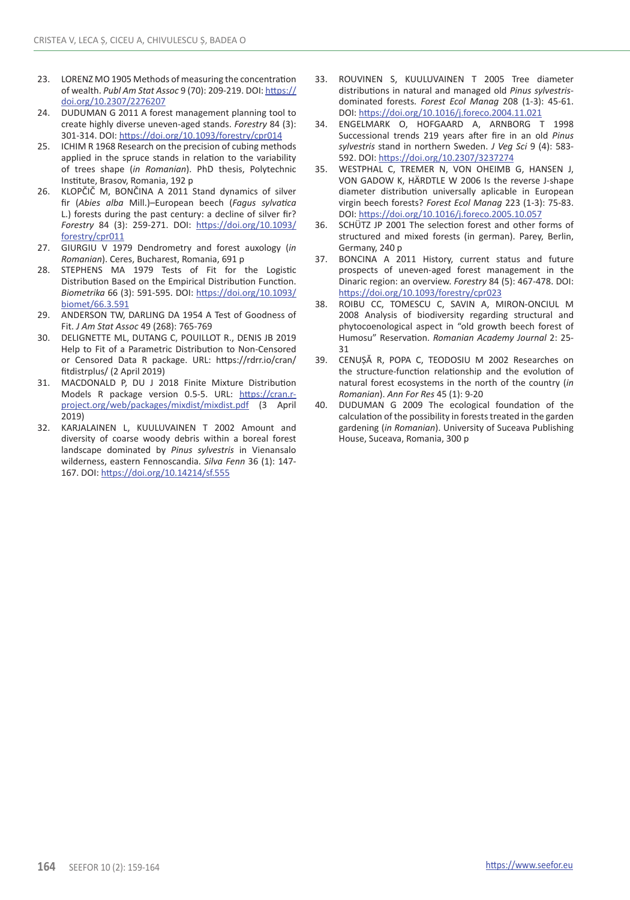23. LORENZ MO 1905 Methods of measuring the concentration of wealth. *Publ Am Stat Assoc* 9 (70): 209-219. DOI: https://doi.org/10.2307/2276207
24. DUDUMAN G 2011 A forest management planning tool to create highly diverse uneven-aged stands. *Forestry* 84 (3): 301-314. DOI: https://doi.org/10.1093/forestry/cpr014
25. ICHIM R 1968 Research on the precision of cubing methods applied in the spruce stands in relation to the variability of trees shape (*in Romanian*). PhD thesis, Polytechnic Institute, Brasov, Romania, 192 p
26. KLOPČIČ M, BONČINA A 2011 Stand dynamics of silver fir (*Abies alba* Mill.)–European beech (*Fagus sylvatica* L.) forests during the past century: a decline of silver fir? *Forestry* 84 (3): 259-271. DOI: https://doi.org/10.1093/forestry/cpr011
27. GIURGIU V 1979 Dendrometry and forest auxology (*in Romanian*). Ceres, Bucharest, Romania, 691 p
28. STEPHENS MA 1979 Tests of Fit for the Logistic Distribution Based on the Empirical Distribution Function. *Biometrika* 66 (3): 591-595. DOI: https://doi.org/10.1093/biomet/66.3.591
29. ANDERSON TW, DARLING DA 1954 A Test of Goodness of Fit. *J Am Stat Assoc* 49 (268): 765-769
30. DELIGNETTE ML, DUTANG C, POUILLOT R., DENIS JB 2019 Help to Fit of a Parametric Distribution to Non-Censored or Censored Data R package. URL: https://rdrr.io/cran/fitdistrplus/ (2 April 2019)
31. MACDONALD P, DU J 2018 Finite Mixture Distribution Models R package version 0.5-5. URL: https://cran.r-project.org/web/packages/mixdist/mixdist.pdf (3 April 2019)
32. KARJALAINEN L, KUULUVAINEN T 2002 Amount and diversity of coarse woody debris within a boreal forest landscape dominated by *Pinus sylvestris* in Vienansalo wilderness, eastern Fennoscandia. *Silva Fenn* 36 (1): 147-167. DOI: https://doi.org/10.14214/sf.555
33. ROUVINEN S, KUULUVAINEN T 2005 Tree diameter distributions in natural and managed old *Pinus sylvestris*-dominated forests. *Forest Ecol Manag* 208 (1-3): 45-61. DOI: https://doi.org/10.1016/j.foreco.2004.11.021
34. ENGELMARK O, HOFGAARD A, ARNBORG T 1998 Successional trends 219 years after fire in an old *Pinus sylvestris* stand in northern Sweden. *J Veg Sci* 9 (4): 583-592. DOI: https://doi.org/10.2307/3237274
35. WESTPHAL C, TREMER N, VON OHEIMB G, HANSEN J, VON GADOW K, HÄRDTLE W 2006 Is the reverse J-shape diameter distribution universally aplicable in European virgin beech forests? *Forest Ecol Manag* 223 (1-3): 75-83. DOI: https://doi.org/10.1016/j.foreco.2005.10.057
36. SCHÜTZ JP 2001 The selection forest and other forms of structured and mixed forests (in german). Parey, Berlin, Germany, 240 p
37. BONCINA A 2011 History, current status and future prospects of uneven-aged forest management in the Dinaric region: an overview. *Forestry* 84 (5): 467-478. DOI: https://doi.org/10.1093/forestry/cpr023
38. ROIBU CC, TOMESCU C, SAVIN A, MIRON-ONCIUL M 2008 Analysis of biodiversity regarding structural and phytocoenological aspect in "old growth beech forest of Humosu" Reservation. *Romanian Academy Journal* 2: 25-31
39. CENUȘĂ R, POPA C, TEODOSIU M 2002 Researches on the structure-function relationship and the evolution of natural forest ecosystems in the north of the country (*in Romanian*). *Ann For Res* 45 (1): 9-20
40. DUDUMAN G 2009 The ecological foundation of the calculation of the possibility in forests treated in the garden gardening (*in Romanian*). University of Suceava Publishing House, Suceava, Romania, 300 p